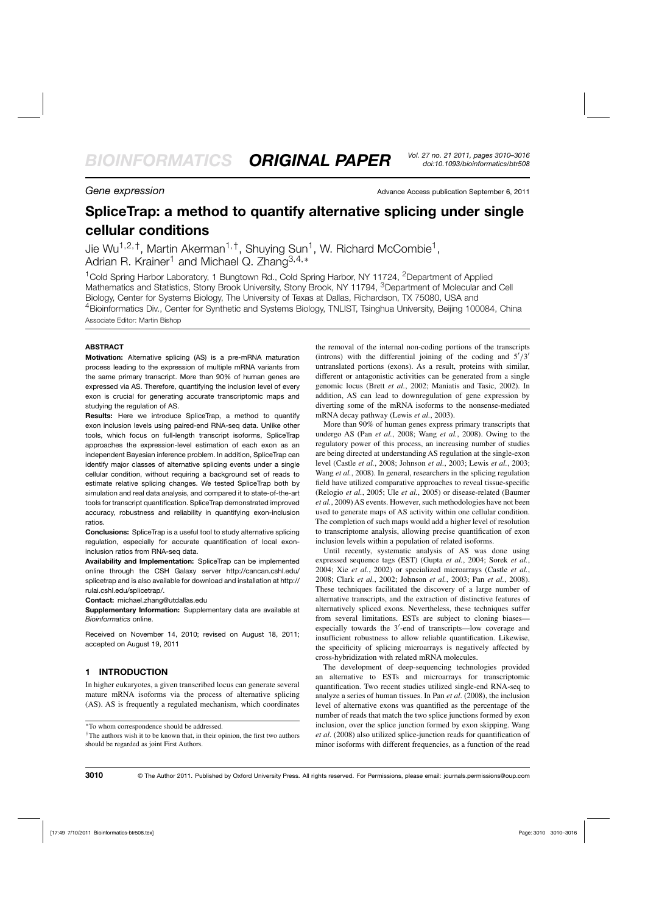Gene expression

Advance Access publication September 6, 2011

# SpliceTrap: a method to quantify alternative splicing under single cellular conditions

Jie Wu[1,2,†], Martin Akerman[1,†], Shuying Sun[1], W. Richard McCombie[1], Adrian R. Krainer[1] and Michael Q. Zhang[3,4,*]

[1]Cold Spring Harbor Laboratory, 1 Bungtown Rd., Cold Spring Harbor, NY 11724, [2]Department of Applied Mathematics and Statistics, Stony Brook University, Stony Brook, NY 11794, [3]Department of Molecular and Cell Biology, Center for Systems Biology, The University of Texas at Dallas, Richardson, TX 75080, USA and [4]Bioinformatics Div., Center for Synthetic and Systems Biology, TNLIST, Tsinghua University, Beijing 100084, China

Associate Editor: Martin Bishop

## ABSTRACT

**Motivation:** Alternative splicing (AS) is a pre-mRNA maturation process leading to the expression of multiple mRNA variants from the same primary transcript. More than 90% of human genes are expressed via AS. Therefore, quantifying the inclusion level of every exon is crucial for generating accurate transcriptomic maps and studying the regulation of AS.

**Results:** Here we introduce SpliceTrap, a method to quantify exon inclusion levels using paired-end RNA-seq data. Unlike other tools, which focus on full-length transcript isoforms, SpliceTrap approaches the expression-level estimation of each exon as an independent Bayesian inference problem. In addition, SpliceTrap can identify major classes of alternative splicing events under a single cellular condition, without requiring a background set of reads to estimate relative splicing changes. We tested SpliceTrap both by simulation and real data analysis, and compared it to state-of-the-art tools for transcript quantification. SpliceTrap demonstrated improved accuracy, robustness and reliability in quantifying exon-inclusion ratios.

**Conclusions:** SpliceTrap is a useful tool to study alternative splicing regulation, especially for accurate quantification of local exon-inclusion ratios from RNA-seq data.

**Availability and Implementation:** SpliceTrap can be implemented online through the CSH Galaxy server http://cancan.cshl.edu/splicetrap and is also available for download and installation at http://rulai.cshl.edu/splicetrap/.

**Contact:** michael.zhang@utdallas.edu

**Supplementary Information:** Supplementary data are available at *Bioinformatics* online.

Received on November 14, 2010; revised on August 18, 2011; accepted on August 19, 2011

## 1 INTRODUCTION

In higher eukaryotes, a given transcribed locus can generate several mature mRNA isoforms via the process of alternative splicing (AS). AS is frequently a regulated mechanism, which coordinates the removal of the internal non-coding portions of the transcripts (introns) with the differential joining of the coding and $5'/3'$ untranslated portions (exons). As a result, proteins with similar, different or antagonistic activities can be generated from a single genomic locus (Brett *et al.*, 2002; Maniatis and Tasic, 2002). In addition, AS can lead to downregulation of gene expression by diverting some of the mRNA isoforms to the nonsense-mediated mRNA decay pathway (Lewis *et al.*, 2003).

More than 90% of human genes express primary transcripts that undergo AS (Pan *et al.*, 2008; Wang *et al.*, 2008). Owing to the regulatory power of this process, an increasing number of studies are being directed at understanding AS regulation at the single-exon level (Castle *et al.*, 2008; Johnson *et al.*, 2003; Lewis *et al.*, 2003; Wang *et al.*, 2008). In general, researchers in the splicing regulation field have utilized comparative approaches to reveal tissue-specific (Relogio *et al.*, 2005; Ule *et al.*, 2005) or disease-related (Baumer *et al.*, 2009) AS events. However, such methodologies have not been used to generate maps of AS activity within one cellular condition. The completion of such maps would add a higher level of resolution to transcriptome analysis, allowing precise quantification of exon inclusion levels within a population of related isoforms.

Until recently, systematic analysis of AS was done using expressed sequence tags (EST) (Gupta *et al.*, 2004; Sorek *et al.*, 2004; Xie *et al.*, 2002) or specialized microarrays (Castle *et al.*, 2008; Clark *et al.*, 2002; Johnson *et al.*, 2003; Pan *et al.*, 2008). These techniques facilitated the discovery of a large number of alternative transcripts, and the extraction of distinctive features of alternatively spliced exons. Nevertheless, these techniques suffer from several limitations. ESTs are subject to cloning biases—especially towards the $3'$-end of transcripts—low coverage and insufficient robustness to allow reliable quantification. Likewise, the specificity of splicing microarrays is negatively affected by cross-hybridization with related mRNA molecules.

The development of deep-sequencing technologies provided an alternative to ESTs and microarrays for transcriptomic quantification. Two recent studies utilized single-end RNA-seq to analyze a series of human tissues. In Pan *et al*. (2008), the inclusion level of alternative exons was quantified as the percentage of the number of reads that match the two splice junctions formed by exon inclusion, over the splice junction formed by exon skipping. Wang *et al*. (2008) also utilized splice-junction reads for quantification of minor isoforms with different frequencies, as a function of the read

*To whom correspondence should be addressed.

†The authors wish it to be known that, in their opinion, the first two authors should be regarded as joint First Authors.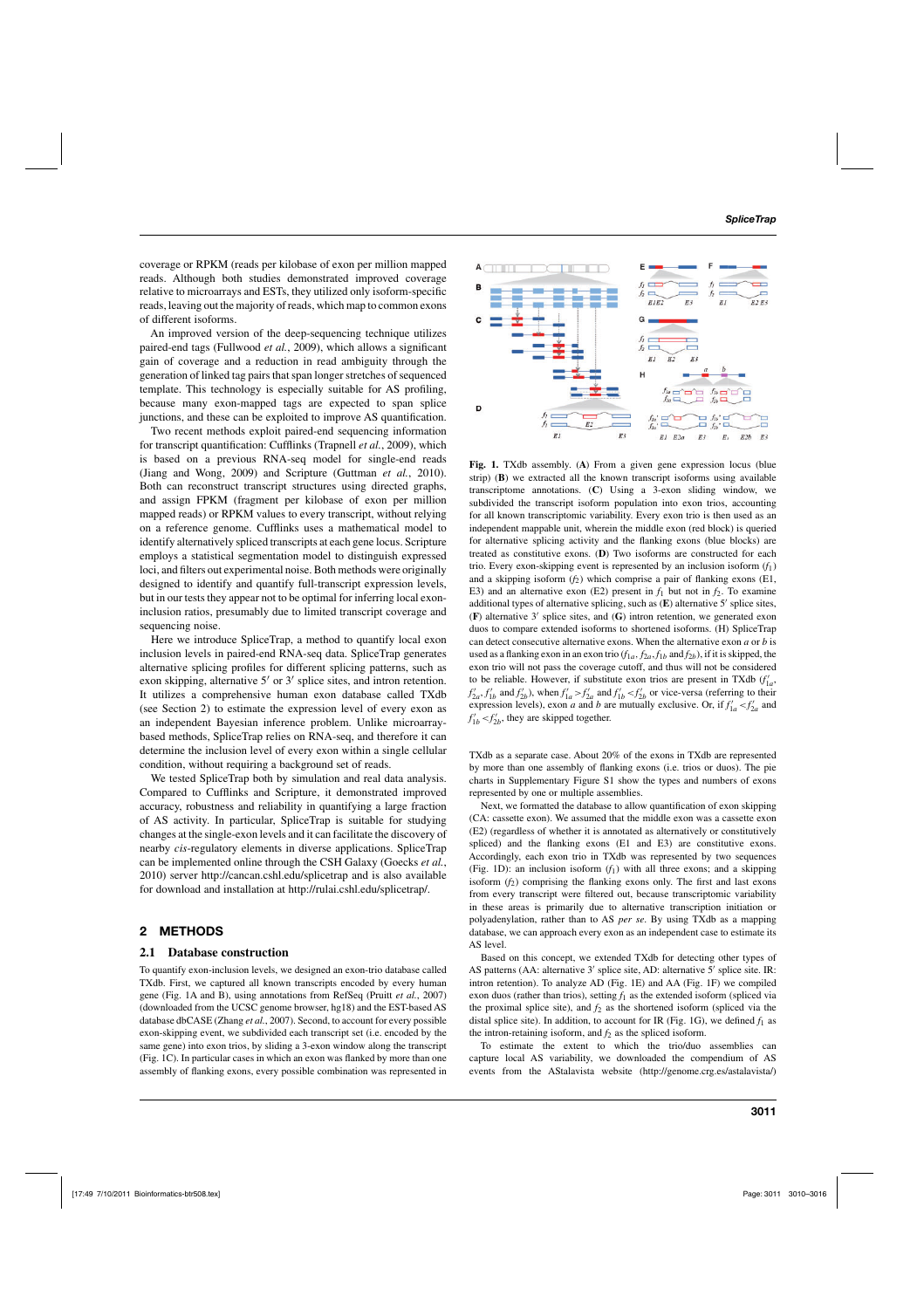coverage or RPKM (reads per kilobase of exon per million mapped reads. Although both studies demonstrated improved coverage relative to microarrays and ESTs, they utilized only isoform-specific reads, leaving out the majority of reads, which map to common exons of different isoforms.

An improved version of the deep-sequencing technique utilizes paired-end tags (Fullwood *et al.*, 2009), which allows a significant gain of coverage and a reduction in read ambiguity through the generation of linked tag pairs that span longer stretches of sequenced template. This technology is especially suitable for AS profiling, because many exon-mapped tags are expected to span splice junctions, and these can be exploited to improve AS quantification.

Two recent methods exploit paired-end sequencing information for transcript quantification: Cufflinks (Trapnell *et al.*, 2009), which is based on a previous RNA-seq model for single-end reads (Jiang and Wong, 2009) and Scripture (Guttman *et al.*, 2010). Both can reconstruct transcript structures using directed graphs, and assign FPKM (fragment per kilobase of exon per million mapped reads) or RPKM values to every transcript, without relying on a reference genome. Cufflinks uses a mathematical model to identify alternatively spliced transcripts at each gene locus. Scripture employs a statistical segmentation model to distinguish expressed loci, and filters out experimental noise. Both methods were originally designed to identify and quantify full-transcript expression levels, but in our tests they appear not to be optimal for inferring local exon-inclusion ratios, presumably due to limited transcript coverage and sequencing noise.

Here we introduce SpliceTrap, a method to quantify local exon inclusion levels in paired-end RNA-seq data. SpliceTrap generates alternative splicing profiles for different splicing patterns, such as exon skipping, alternative $5'$ or $3'$ splice sites, and intron retention. It utilizes a comprehensive human exon database called TXdb (see Section 2) to estimate the expression level of every exon as an independent Bayesian inference problem. Unlike microarray-based methods, SpliceTrap relies on RNA-seq, and therefore it can determine the inclusion level of every exon within a single cellular condition, without requiring a background set of reads.

We tested SpliceTrap both by simulation and real data analysis. Compared to Cufflinks and Scripture, it demonstrated improved accuracy, robustness and reliability in quantifying a large fraction of AS activity. In particular, SpliceTrap is suitable for studying changes at the single-exon levels and it can facilitate the discovery of nearby *cis*-regulatory elements in diverse applications. SpliceTrap can be implemented online through the CSH Galaxy (Goecks *et al.*, 2010) server http://cancan.cshl.edu/splicetrap and is also available for download and installation at http://rulai.cshl.edu/splicetrap/.

## 2 METHODS

### 2.1 Database construction

To quantify exon-inclusion levels, we designed an exon-trio database called TXdb. First, we captured all known transcripts encoded by every human gene (Fig. 1A and B), using annotations from RefSeq (Pruitt *et al.*, 2007) (downloaded from the UCSC genome browser, hg18) and the EST-based AS database dbCASE (Zhang *et al.*, 2007). Second, to account for every possible exon-skipping event, we subdivided each transcript set (i.e. encoded by the same gene) into exon trios, by sliding a 3-exon window along the transcript (Fig. 1C). In particular cases in which an exon was flanked by more than one assembly of flanking exons, every possible combination was represented in

A
B
C
D
E
F
G
H
$f_1$ $f_2$ E1 E2 E3
$f_1$ $f_2$ E1E2 E3
$f_1$ $f_2$ E1 E2 E3
$f_1$ $f_2$ E1 E2 E3
a b
$f_{1a}$ $f_{2a}$ $f_{1b}$ $f_{2b}$
$f_{1a}'$ $f_{2a}'$ $f_{1b}'$ $f_{2b}'$
E1 E2a E3 E1 E2b E3

**Fig. 1.** TXdb assembly. (**A**) From a given gene expression locus (blue strip) (**B**) we extracted all the known transcript isoforms using available transcriptome annotations. (**C**) Using a 3-exon sliding window, we subdivided the transcript isoform population into exon trios, accounting for all known transcriptomic variability. Every exon trio is then used as an independent mappable unit, wherein the middle exon (red block) is queried for alternative splicing activity and the flanking exons (blue blocks) are treated as constitutive exons. (**D**) Two isoforms are constructed for each trio. Every exon-skipping event is represented by an inclusion isoform ($f_1$) and a skipping isoform ($f_2$) which comprise a pair of flanking exons (E1, E3) and an alternative exon (E2) present in $f_1$ but not in $f_2$. To examine additional types of alternative splicing, such as (**E**) alternative $5'$ splice sites, (**F**) alternative $3'$ splice sites, and (**G**) intron retention, we generated exon duos to compare extended isoforms to shortened isoforms. (H) SpliceTrap can detect consecutive alternative exons. When the alternative exon *a* or *b* is used as a flanking exon in an exon trio ($f_{1a}$, $f_{2a}$, $f_{1b}$ and $f_{2b}$), if it is skipped, the exon trio will not pass the coverage cutoff, and thus will not be considered to be reliable. However, if substitute exon trios are present in TXdb ($f_{1a}'$, $f_{2a}'$, $f_{1b}'$ and $f_{2b}'$), when $f_{1a}' > f_{2a}'$ and $f_{1b}' < f_{2b}'$ or vice-versa (referring to their expression levels), exon *a* and *b* are mutually exclusive. Or, if $f_{1a}' < f_{2a}'$ and $f_{1b}' < f_{2b}'$, they are skipped together.

TXdb as a separate case. About 20% of the exons in TXdb are represented by more than one assembly of flanking exons (i.e. trios or duos). The pie charts in Supplementary Figure S1 show the types and numbers of exons represented by one or multiple assemblies.

Next, we formatted the database to allow quantification of exon skipping (CA: cassette exon). We assumed that the middle exon was a cassette exon (E2) (regardless of whether it is annotated as alternatively or constitutively spliced) and the flanking exons (E1 and E3) are constitutive exons. Accordingly, each exon trio in TXdb was represented by two sequences (Fig. 1D): an inclusion isoform ($f_1$) with all three exons; and a skipping isoform ($f_2$) comprising the flanking exons only. The first and last exons from every transcript were filtered out, because transcriptomic variability in these areas is primarily due to alternative transcription initiation or polyadenylation, rather than to AS *per se*. By using TXdb as a mapping database, we can approach every exon as an independent case to estimate its AS level.

Based on this concept, we extended TXdb for detecting other types of AS patterns (AA: alternative $3'$ splice site, AD: alternative $5'$ splice site. IR: intron retention). To analyze AD (Fig. 1E) and AA (Fig. 1F) we compiled exon duos (rather than trios), setting $f_1$ as the extended isoform (spliced via the proximal splice site), and $f_2$ as the shortened isoform (spliced via the distal splice site). In addition, to account for IR (Fig. 1G), we defined $f_1$ as the intron-retaining isoform, and $f_2$ as the spliced isoform.

To estimate the extent to which the trio/duo assemblies can capture local AS variability, we downloaded the compendium of AS events from the AStalavista website (http://genome.crg.es/astalavista/)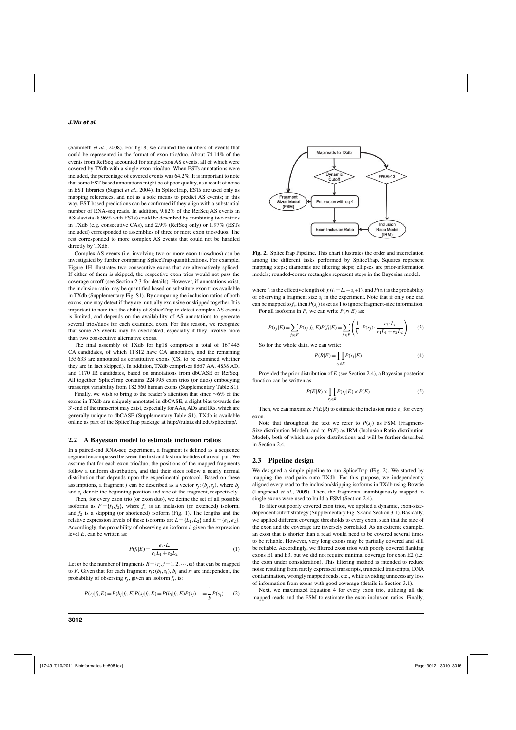(Sammeth *et al.*, 2008). For hg18, we counted the numbers of events that could be represented in the format of exon trio/duo. About 74.14% of the events from RefSeq accounted for single-exon AS events, all of which were covered by TXdb with a single exon trio/duo. When ESTs annotations were included, the percentage of covered events was 64.2%. It is important to note that some EST-based annotations might be of poor quality, as a result of noise in EST libraries (Sugnet *et al.*, 2004). In SpliceTrap, ESTs are used only as mapping references, and not as a sole means to predict AS events; in this way, EST-based predictions can be confirmed if they align with a substantial number of RNA-seq reads. In addition, 9.82% of the RefSeq AS events in AStalavista (8.96% with ESTs) could be described by combining two entries in TXdb (e.g. consecutive CAs), and 2.9% (RefSeq only) or 1.97% (ESTs included) corresponded to assemblies of three or more exon trios/duos. The rest corresponded to more complex AS events that could not be handled directly by TXdb.

Complex AS events (i.e. involving two or more exon trios/duos) can be investigated by further comparing SpliceTrap quantifications. For example, Figure 1H illustrates two consecutive exons that are alternatively spliced. If either of them is skipped, the respective exon trios would not pass the coverage cutoff (see Section 2.3 for details). However, if annotations exist, the inclusion ratio may be quantified based on substitute exon trios available in TXdb (Supplementary Fig. S1). By comparing the inclusion ratios of both exons, one may detect if they are mutually exclusive or skipped together. It is important to note that the ability of SpliceTrap to detect complex AS events is limited, and depends on the availability of AS annotations to generate several trios/duos for each examined exon. For this reason, we recognize that some AS events may be overlooked, especially if they involve more than two consecutive alternative exons.

The final assembly of TXdb for hg18 comprises a total of 167 445 CA candidates, of which 11 812 have CA annotation, and the remaining 155 633 are annotated as constitutive exons (CS, to be examined whether they are in fact skipped). In addition, TXdb comprises 8667 AA, 4838 AD, and 1170 IR candidates, based on annotations from dbCASE or RefSeq. All together, SpliceTrap contains 224 995 exon trios (or duos) embodying transcript variability from 182 560 human exons (Supplementary Table S1).

Finally, we wish to bring to the reader's attention that since ~6% of the exons in TXdb are uniquely annotated in dbCASE, a slight bias towards the 3′-end of the transcript may exist, especially for AAs, ADs and IRs, which are generally unique to dbCASE (Supplementary Table S1). TXdb is available online as part of the SpliceTrap package at http://rulai.cshl.edu/splicetrap/.

## 2.2 A Bayesian model to estimate inclusion ratios

In a paired-end RNA-seq experiment, a fragment is defined as a sequence segment encompassed between the first and last nucleotides of a read-pair. We assume that for each exon trio/duo, the positions of the mapped fragments follow a uniform distribution, and that their sizes follow a nearly normal distribution that depends upon the experimental protocol. Based on these assumptions, a fragment $j$ can be described as a vector $r_j:(b_j,s_j)$, where $b_j$ and $s_j$ denote the beginning position and size of the fragment, respectively.

Then, for every exon trio (or exon duo), we define the set of all possible isoforms as $F=\{f_1,f_2\}$, where $f_1$ is an inclusion (or extended) isoform, and $f_2$ is a skipping (or shortened) isoform (Fig. 1). The lengths and the relative expression levels of these isoforms are $L=\{L_1,L_2\}$ and $E=\{e_1,e_2\}$. Accordingly, the probability of observing an isoform $i$, given the expression level $E$, can be written as:

$$P(f_i|E)=\frac{e_i \cdot L_i}{e_1L_1+e_2L_2} \tag{1}$$

Let $m$ be the number of fragments $R=\{r_j, j=1,2,\cdots,m\}$ that can be mapped to $F$. Given that for each fragment $r_j:(b_j,s_j)$, $b_j$ and $s_j$ are independent, the probability of observing $r_j$, given an isoform $f_i$, is:

$$P(r_j|f_i,E)=P(b_j|f_i,E)P(s_j|f_i,E)=P(b_j|f_i,E)P(s_j) \quad =\frac{1}{l_i}P(s_j) \tag{2}$$

where $l_i$ is the effective length of $f_i$ ($l_i=L_i-s_j+1$), and $P(s_j)$ is the probability of observing a fragment size $s_j$ in the experiment. Note that if only one end can be mapped to $f_i$, then $P(s_j)$ is set as 1 to ignore fragment-size information.

For all isoforms in $F$, we can write $P(r_j|E)$ as:

$$P(r_j|E)=\sum_{f_i\in F}P(r_j|f_i,E)P(f_i|E)=\sum_{f_i\in F}\left(\frac{1}{l_i}\cdot P(s_j)\cdot\frac{e_i\cdot L_i}{e_1L_1+e_2L_2}\right) \tag{3}$$

So for the whole data, we can write:

$$P(R|E)=\prod_{r_j\in R}P(r_j|E) \tag{4}$$

Provided the prior distribution of $E$ (see Section 2.4), a Bayesian posterior function can be written as:

$$P(E|R)\propto\prod_{r_j\in R}P(r_j|E)\times P(E) \tag{5}$$

Then, we can maximize $P(E|R)$ to estimate the inclusion ratio $e_1$ for every exon.

Note that throughout the text we refer to $P(s_j)$ as FSM (Fragment-Size distribution Model), and to $P(E)$ as IRM (Inclusion-Ratio distribution Model), both of which are prior distributions and will be further described in Section 2.4.

**Fig. 2.** SpliceTrap Pipeline. This chart illustrates the order and interrelation among the different tasks performed by SpliceTrap. Squares represent mapping steps; diamonds are filtering steps; ellipses are prior-information models; rounded-corner rectangles represent steps in the Bayesian model.

## 2.3 Pipeline design

We designed a simple pipeline to run SpliceTrap (Fig. 2). We started by mapping the read-pairs onto TXdb. For this purpose, we independently aligned every read to the inclusion/skipping isoforms in TXdb using Bowtie (Langmead *et al.*, 2009). Then, the fragments unambiguously mapped to single exons were used to build a FSM (Section 2.4).

To filter out poorly covered exon trios, we applied a dynamic, exon-size-dependent cutoff strategy (Supplementary Fig. S2 and Section 3.1). Basically, we applied different coverage thresholds to every exon, such that the size of the exon and the coverage are inversely correlated. As an extreme example, an exon that is shorter than a read would need to be covered several times to be reliable. However, very long exons may be partially covered and still be reliable. Accordingly, we filtered exon trios with poorly covered flanking exons E1 and E3, but we did not require minimal coverage for exon E2 (i.e. the exon under consideration). This filtering method is intended to reduce noise resulting from rarely expressed transcripts, truncated transcripts, DNA contamination, wrongly mapped reads, etc., while avoiding unnecessary loss of information from exons with good coverage (details in Section 3.1).

Next, we maximized Equation 4 for every exon trio, utilizing all the mapped reads and the FSM to estimate the exon inclusion ratios. Finally,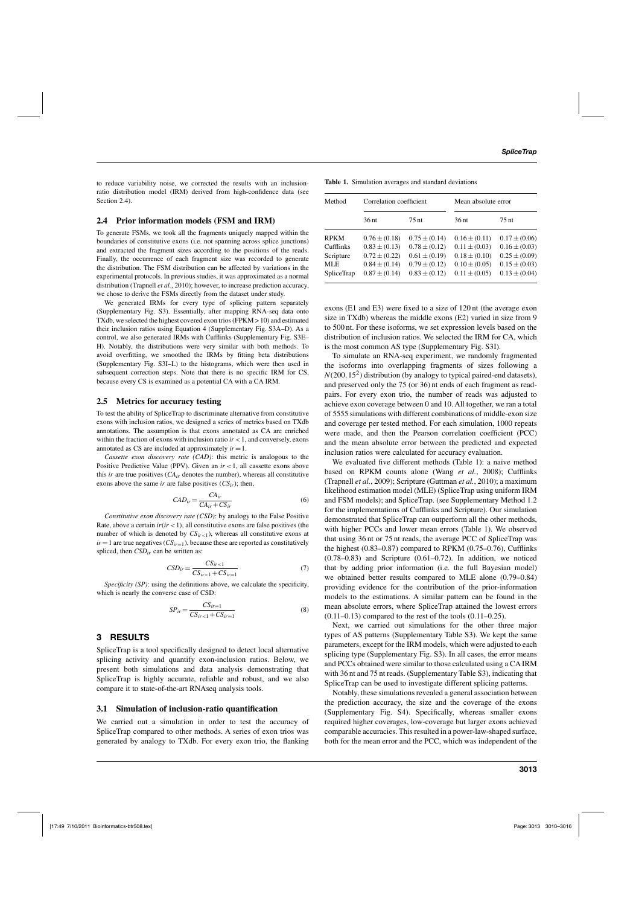to reduce variability noise, we corrected the results with an inclusion-ratio distribution model (IRM) derived from high-confidence data (see Section 2.4).

### 2.4 Prior information models (FSM and IRM)

To generate FSMs, we took all the fragments uniquely mapped within the boundaries of constitutive exons (i.e. not spanning across splice junctions) and extracted the fragment sizes according to the positions of the reads. Finally, the occurrence of each fragment size was recorded to generate the distribution. The FSM distribution can be affected by variations in the experimental protocols. In previous studies, it was approximated as a normal distribution (Trapnell *et al.*, 2010); however, to increase prediction accuracy, we chose to derive the FSMs directly from the dataset under study.

We generated IRMs for every type of splicing pattern separately (Supplementary Fig. S3). Essentially, after mapping RNA-seq data onto TXdb, we selected the highest covered exon trios (FPKM > 10) and estimated their inclusion ratios using Equation 4 (Supplementary Fig. S3A–D). As a control, we also generated IRMs with Cufflinks (Supplementary Fig. S3E–H). Notably, the distributions were very similar with both methods. To avoid overfitting, we smoothed the IRMs by fitting beta distributions (Supplementary Fig. S3I–L) to the histograms, which were then used in subsequent correction steps. Note that there is no specific IRM for CS, because every CS is examined as a potential CA with a CA IRM.

### 2.5 Metrics for accuracy testing

To test the ability of SpliceTrap to discriminate alternative from constitutive exons with inclusion ratios, we designed a series of metrics based on TXdb annotations. The assumption is that exons annotated as CA are enriched within the fraction of exons with inclusion ratio $ir < 1$, and conversely, exons annotated as CS are included at approximately $ir = 1$.

*Cassette exon discovery rate (CAD)*: this metric is analogous to the Positive Predictive Value (PPV). Given an $ir < 1$, all cassette exons above this $ir$ are true positives ($CA_{ir}$ denotes the number), whereas all constitutive exons above the same $ir$ are false positives ($CS_{ir}$); then,

$$CAD_{ir} = \frac{CA_{ir}}{CA_{ir} + CS_{ir}} \tag{6}$$

*Constitutive exon discovery rate (CSD)*: by analogy to the False Positive Rate, above a certain $ir(ir < 1)$, all constitutive exons are false positives (the number of which is denoted by $CS_{ir<1}$), whereas all constitutive exons at $ir = 1$ are true negatives ($CS_{ir=1}$), because these are reported as constitutively spliced, then $CSD_{ir}$ can be written as:

$$CSD_{ir} = \frac{CS_{ir<1}}{CS_{ir<1} + CS_{ir=1}} \tag{7}$$

*Specificity (SP)*: using the definitions above, we calculate the specificity, which is nearly the converse case of CSD:

$$SP_{ir} = \frac{CS_{ir=1}}{CS_{ir<1} + CS_{ir=1}} \tag{8}$$

## 3 RESULTS

SpliceTrap is a tool specifically designed to detect local alternative splicing activity and quantify exon-inclusion ratios. Below, we present both simulations and data analysis demonstrating that SpliceTrap is highly accurate, reliable and robust, and we also compare it to state-of-the-art RNAseq analysis tools.

### 3.1 Simulation of inclusion-ratio quantification

We carried out a simulation in order to test the accuracy of SpliceTrap compared to other methods. A series of exon trios was generated by analogy to TXdb. For every exon trio, the flanking exons (E1 and E3) were fixed to a size of 120 nt (the average exon size in TXdb) whereas the middle exons (E2) varied in size from 9 to 500 nt. For these isoforms, we set expression levels based on the distribution of inclusion ratios. We selected the IRM for CA, which is the most common AS type (Supplementary Fig. S3I).

**Table 1.** Simulation averages and standard deviations

| Method | Correlation coefficient | | Mean absolute error | |
|---|---|---|---|---|
| | 36 nt | 75 nt | 36 nt | 75 nt |
| RPKM | 0.76 ± (0.18) | 0.75 ± (0.14) | 0.16 ± (0.11) | 0.17 ± (0.06) |
| Cufflinks | 0.83 ± (0.13) | 0.78 ± (0.12) | 0.11 ± (0.03) | 0.16 ± (0.03) |
| Scripture | 0.72 ± (0.22) | 0.61 ± (0.19) | 0.18 ± (0.10) | 0.25 ± (0.09) |
| MLE | 0.84 ± (0.14) | 0.79 ± (0.12) | 0.10 ± (0.05) | 0.15 ± (0.03) |
| SpliceTrap | 0.87 ± (0.14) | 0.83 ± (0.12) | 0.11 ± (0.05) | 0.13 ± (0.04) |

To simulate an RNA-seq experiment, we randomly fragmented the isoforms into overlapping fragments of sizes following a $N(200, 15^2)$ distribution (by analogy to typical paired-end datasets), and preserved only the 75 (or 36) nt ends of each fragment as read-pairs. For every exon trio, the number of reads was adjusted to achieve exon coverage between 0 and 10. All together, we ran a total of 5555 simulations with different combinations of middle-exon size and coverage per tested method. For each simulation, 1000 repeats were made, and then the Pearson correlation coefficient (PCC) and the mean absolute error between the predicted and expected inclusion ratios were calculated for accuracy evaluation.

We evaluated five different methods (Table 1): a naïve method based on RPKM counts alone (Wang *et al.*, 2008); Cufflinks (Trapnell *et al.*, 2009); Scripture (Guttman *et al.*, 2010); a maximum likelihood estimation model (MLE) (SpliceTrap using uniform IRM and FSM models); and SpliceTrap. (see Supplementary Method 1.2 for the implementations of Cufflinks and Scripture). Our simulation demonstrated that SpliceTrap can outperform all the other methods, with higher PCCs and lower mean errors (Table 1). We observed that using 36 nt or 75 nt reads, the average PCC of SpliceTrap was the highest (0.83–0.87) compared to RPKM (0.75–0.76), Cufflinks (0.78–0.83) and Scripture (0.61–0.72). In addition, we noticed that by adding prior information (i.e. the full Bayesian model) we obtained better results compared to MLE alone (0.79–0.84) providing evidence for the contribution of the prior-information models to the estimations. A similar pattern can be found in the mean absolute errors, where SpliceTrap attained the lowest errors (0.11–0.13) compared to the rest of the tools (0.11–0.25).

Next, we carried out simulations for the other three major types of AS patterns (Supplementary Table S3). We kept the same parameters, except for the IRM models, which were adjusted to each splicing type (Supplementary Fig. S3). In all cases, the error means and PCCs obtained were similar to those calculated using a CA IRM with 36 nt and 75 nt reads. (Supplementary Table S3), indicating that SpliceTrap can be used to investigate different splicing patterns.

Notably, these simulations revealed a general association between the prediction accuracy, the size and the coverage of the exons (Supplementary Fig. S4). Specifically, whereas smaller exons required higher coverages, low-coverage but larger exons achieved comparable accuracies. This resulted in a power-law-shaped surface, both for the mean error and the PCC, which was independent of the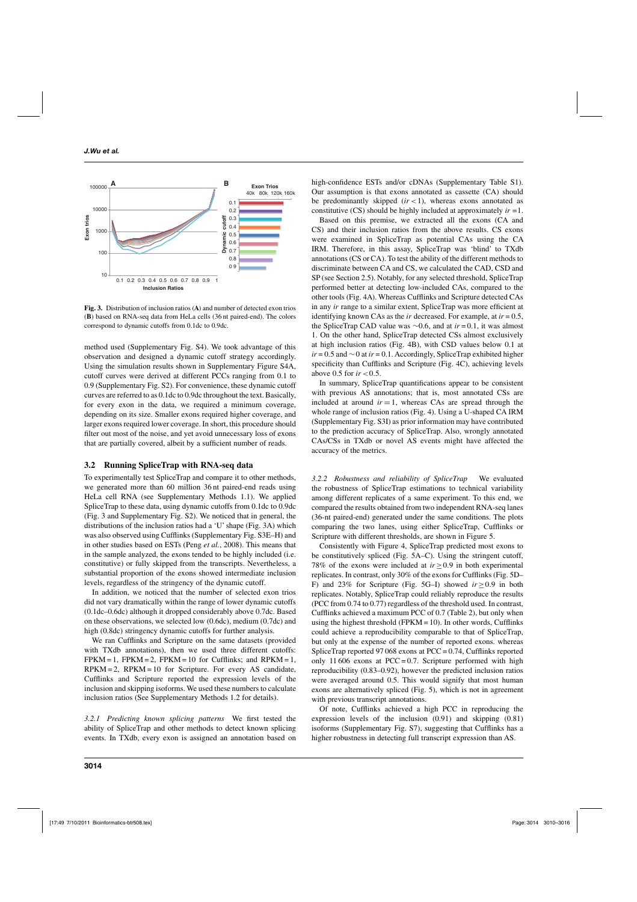Fig. 3. Distribution of inclusion ratios (**A**) and number of detected exon trios (**B**) based on RNA-seq data from HeLa cells (36 nt paired-end). The colors correspond to dynamic cutoffs from 0.1dc to 0.9dc.

method used (Supplementary Fig. S4). We took advantage of this observation and designed a dynamic cutoff strategy accordingly. Using the simulation results shown in Supplementary Figure S4A, cutoff curves were derived at different PCCs ranging from 0.1 to 0.9 (Supplementary Fig. S2). For convenience, these dynamic cutoff curves are referred to as 0.1dc to 0.9dc throughout the text. Basically, for every exon in the data, we required a minimum coverage, depending on its size. Smaller exons required higher coverage, and larger exons required lower coverage. In short, this procedure should filter out most of the noise, and yet avoid unnecessary loss of exons that are partially covered, albeit by a sufficient number of reads.

### 3.2 Running SpliceTrap with RNA-seq data

To experimentally test SpliceTrap and compare it to other methods, we generated more than 60 million 36 nt paired-end reads using HeLa cell RNA (see Supplementary Methods 1.1). We applied SpliceTrap to these data, using dynamic cutoffs from 0.1dc to 0.9dc (Fig. 3 and Supplementary Fig. S2). We noticed that in general, the distributions of the inclusion ratios had a 'U' shape (Fig. 3A) which was also observed using Cufflinks (Supplementary Fig. S3E–H) and in other studies based on ESTs (Peng *et al.*, 2008). This means that in the sample analyzed, the exons tended to be highly included (i.e. constitutive) or fully skipped from the transcripts. Nevertheless, a substantial proportion of the exons showed intermediate inclusion levels, regardless of the stringency of the dynamic cutoff.

In addition, we noticed that the number of selected exon trios did not vary dramatically within the range of lower dynamic cutoffs (0.1dc–0.6dc) although it dropped considerably above 0.7dc. Based on these observations, we selected low (0.6dc), medium (0.7dc) and high (0.8dc) stringency dynamic cutoffs for further analysis.

We ran Cufflinks and Scripture on the same datasets (provided with TXdb annotations), then we used three different cutoffs: FPKM = 1, FPKM = 2, FPKM = 10 for Cufflinks; and RPKM = 1, RPKM = 2, RPKM = 10 for Scripture. For every AS candidate, Cufflinks and Scripture reported the expression levels of the inclusion and skipping isoforms. We used these numbers to calculate inclusion ratios (See Supplementary Methods 1.2 for details).

*3.2.1 Predicting known splicing patterns* We first tested the ability of SpliceTrap and other methods to detect known splicing events. In TXdb, every exon is assigned an annotation based on high-confidence ESTs and/or cDNAs (Supplementary Table S1). Our assumption is that exons annotated as cassette (CA) should be predominantly skipped ($ir < 1$), whereas exons annotated as constitutive (CS) should be highly included at approximately $ir = 1$.

Based on this premise, we extracted all the exons (CA and CS) and their inclusion ratios from the above results. CS exons were examined in SpliceTrap as potential CAs using the CA IRM. Therefore, in this assay, SpliceTrap was 'blind' to TXdb annotations (CS or CA). To test the ability of the different methods to discriminate between CA and CS, we calculated the CAD, CSD and SP (see Section 2.5). Notably, for any selected threshold, SpliceTrap performed better at detecting low-included CAs, compared to the other tools (Fig. 4A). Whereas Cufflinks and Scripture detected CAs in any *ir* range to a similar extent, SpliceTrap was more efficient at identifying known CAs as the *ir* decreased. For example, at $ir = 0.5$, the SpliceTrap CAD value was ~0.6, and at $ir = 0.1$, it was almost 1. On the other hand, SpliceTrap detected CSs almost exclusively at high inclusion ratios (Fig. 4B), with CSD values below 0.1 at $ir = 0.5$ and ~0 at $ir = 0.1$. Accordingly, SpliceTrap exhibited higher specificity than Cufflinks and Scripture (Fig. 4C), achieving levels above 0.5 for $ir < 0.5$.

In summary, SpliceTrap quantifications appear to be consistent with previous AS annotations; that is, most annotated CSs are included at around $ir = 1$, whereas CAs are spread through the whole range of inclusion ratios (Fig. 4). Using a U-shaped CA IRM (Supplementary Fig. S3I) as prior information may have contributed to the prediction accuracy of SpliceTrap. Also, wrongly annotated CAs/CSs in TXdb or novel AS events might have affected the accuracy of the metrics.

*3.2.2 Robustness and reliability of SpliceTrap* We evaluated the robustness of SpliceTrap estimations to technical variability among different replicates of a same experiment. To this end, we compared the results obtained from two independent RNA-seq lanes (36-nt paired-end) generated under the same conditions. The plots comparing the two lanes, using either SpliceTrap, Cufflinks or Scripture with different thresholds, are shown in Figure 5.

Consistently with Figure 4, SpliceTrap predicted most exons to be constitutively spliced (Fig. 5A–C). Using the stringent cutoff, 78% of the exons were included at $ir \geq 0.9$ in both experimental replicates. In contrast, only 30% of the exons for Cufflinks (Fig. 5D–F) and 23% for Scripture (Fig. 5G–I) showed $ir \geq 0.9$ in both replicates. Notably, SpliceTrap could reliably reproduce the results (PCC from 0.74 to 0.77) regardless of the threshold used. In contrast, Cufflinks achieved a maximum PCC of 0.7 (Table 2), but only when using the highest threshold (FPKM = 10). In other words, Cufflinks could achieve a reproducibility comparable to that of SpliceTrap, but only at the expense of the number of reported exons. whereas SpliceTrap reported 97 068 exons at PCC = 0.74, Cufflinks reported only 11 606 exons at PCC = 0.7. Scripture performed with high reproducibility (0.83–0.92), however the predicted inclusion ratios were averaged around 0.5. This would signify that most human exons are alternatively spliced (Fig. 5), which is not in agreement with previous transcript annotations.

Of note, Cufflinks achieved a high PCC in reproducing the expression levels of the inclusion (0.91) and skipping (0.81) isoforms (Supplementary Fig. S7), suggesting that Cufflinks has a higher robustness in detecting full transcript expression than AS.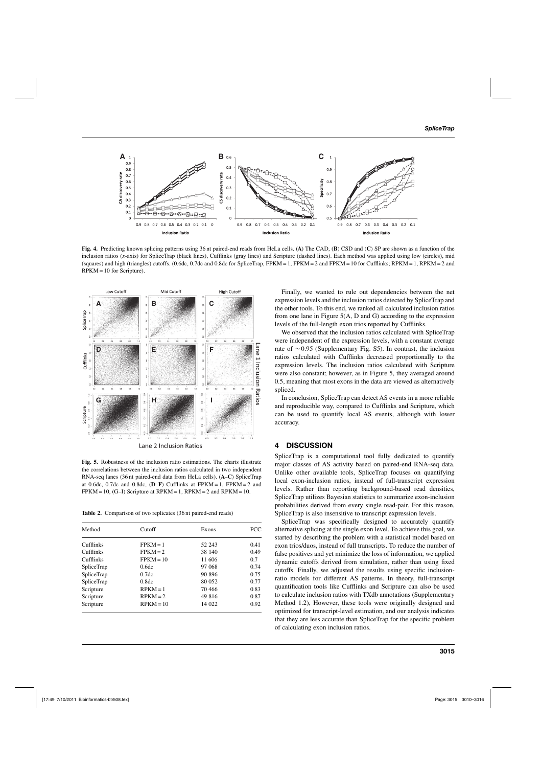**Fig. 4.** Predicting known splicing patterns using 36 nt paired-end reads from HeLa cells. (**A**) The CAD, (**B**) CSD and (**C**) SP are shown as a function of the inclusion ratios (*x*-axis) for SpliceTrap (black lines), Cufflinks (gray lines) and Scripture (dashed lines). Each method was applied using low (circles), mid (squares) and high (triangles) cutoffs. (0.6dc, 0.7dc and 0.8dc for SpliceTrap, FPKM = 1, FPKM = 2 and FPKM = 10 for Cufflinks; RPKM = 1, RPKM = 2 and RPKM = 10 for Scripture).

**Fig. 5.** Robustness of the inclusion ratio estimations. The charts illustrate the correlations between the inclusion ratios calculated in two independent RNA-seq lanes (36 nt paired-end data from HeLa cells). (**A–C**) SpliceTrap at 0.6dc, 0.7dc and 0.8dc, (**D–F**) Cufflinks at FPKM = 1, FPKM = 2 and FPKM = 10, (G–I) Scripture at RPKM = 1, RPKM = 2 and RPKM = 10.

**Table 2.** Comparison of two replicates (36 nt paired-end reads)

| Method | Cutoff | Exons | PCC |
|---|---|---|---|
| Cufflinks | FPKM = 1 | 52 243 | 0.41 |
| Cufflinks | FPKM = 2 | 38 140 | 0.49 |
| Cufflinks | FPKM = 10 | 11 606 | 0.7 |
| SpliceTrap | 0.6dc | 97 068 | 0.74 |
| SpliceTrap | 0.7dc | 90 896 | 0.75 |
| SpliceTrap | 0.8dc | 80 052 | 0.77 |
| Scripture | RPKM = 1 | 70 466 | 0.83 |
| Scripture | RPKM = 2 | 49 816 | 0.87 |
| Scripture | RPKM = 10 | 14 022 | 0.92 |

Finally, we wanted to rule out dependencies between the net expression levels and the inclusion ratios detected by SpliceTrap and the other tools. To this end, we ranked all calculated inclusion ratios from one lane in Figure 5(A, D and G) according to the expression levels of the full-length exon trios reported by Cufflinks.

We observed that the inclusion ratios calculated with SpliceTrap were independent of the expression levels, with a constant average rate of ~0.95 (Supplementary Fig. S5). In contrast, the inclusion ratios calculated with Cufflinks decreased proportionally to the expression levels. The inclusion ratios calculated with Scripture were also constant; however, as in Figure 5, they averaged around 0.5, meaning that most exons in the data are viewed as alternatively spliced.

In conclusion, SpliceTrap can detect AS events in a more reliable and reproducible way, compared to Cufflinks and Scripture, which can be used to quantify local AS events, although with lower accuracy.

## 4 DISCUSSION

SpliceTrap is a computational tool fully dedicated to quantify major classes of AS activity based on paired-end RNA-seq data. Unlike other available tools, SpliceTrap focuses on quantifying local exon-inclusion ratios, instead of full-transcript expression levels. Rather than reporting background-based read densities, SpliceTrap utilizes Bayesian statistics to summarize exon-inclusion probabilities derived from every single read-pair. For this reason, SpliceTrap is also insensitive to transcript expression levels.

SpliceTrap was specifically designed to accurately quantify alternative splicing at the single exon level. To achieve this goal, we started by describing the problem with a statistical model based on exon trios/duos, instead of full transcripts. To reduce the number of false positives and yet minimize the loss of information, we applied dynamic cutoffs derived from simulation, rather than using fixed cutoffs. Finally, we adjusted the results using specific inclusion-ratio models for different AS patterns. In theory, full-transcript quantification tools like Cufflinks and Scripture can also be used to calculate inclusion ratios with TXdb annotations (Supplementary Method 1.2), However, these tools were originally designed and optimized for transcript-level estimation, and our analysis indicates that they are less accurate than SpliceTrap for the specific problem of calculating exon inclusion ratios.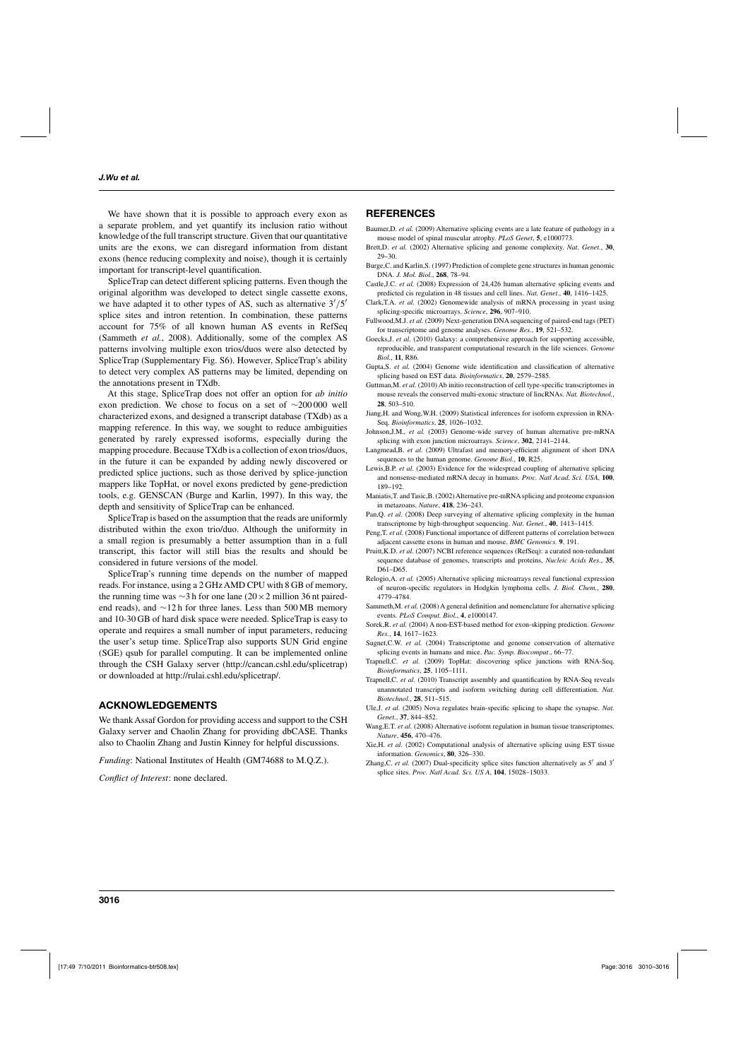We have shown that it is possible to approach every exon as a separate problem, and yet quantify its inclusion ratio without knowledge of the full transcript structure. Given that our quantitative units are the exons, we can disregard information from distant exons (hence reducing complexity and noise), though it is certainly important for transcript-level quantification.

SpliceTrap can detect different splicing patterns. Even though the original algorithm was developed to detect single cassette exons, we have adapted it to other types of AS, such as alternative $3'/5'$ splice sites and intron retention. In combination, these patterns account for 75% of all known human AS events in RefSeq (Sammeth *et al.*, 2008). Additionally, some of the complex AS patterns involving multiple exon trios/duos were also detected by SpliceTrap (Supplementary Fig. S6). However, SpliceTrap's ability to detect very complex AS patterns may be limited, depending on the annotations present in TXdb.

At this stage, SpliceTrap does not offer an option for *ab initio* exon prediction. We chose to focus on a set of ∼200 000 well characterized exons, and designed a transcript database (TXdb) as a mapping reference. In this way, we sought to reduce ambiguities generated by rarely expressed isoforms, especially during the mapping procedure. Because TXdb is a collection of exon trios/duos, in the future it can be expanded by adding newly discovered or predicted splice juctions, such as those derived by splice-junction mappers like TopHat, or novel exons predicted by gene-prediction tools, e.g. GENSCAN (Burge and Karlin, 1997). In this way, the depth and sensitivity of SpliceTrap can be enhanced.

SpliceTrap is based on the assumption that the reads are uniformly distributed within the exon trio/duo. Although the uniformity in a small region is presumably a better assumption than in a full transcript, this factor will still bias the results and should be considered in future versions of the model.

SpliceTrap's running time depends on the number of mapped reads. For instance, using a 2 GHz AMD CPU with 8 GB of memory, the running time was ∼3 h for one lane ($20 \times 2$ million 36 nt paired-end reads), and ∼12 h for three lanes. Less than 500 MB memory and 10-30 GB of hard disk space were needed. SpliceTrap is easy to operate and requires a small number of input parameters, reducing the user's setup time. SpliceTrap also supports SUN Grid engine (SGE) qsub for parallel computing. It can be implemented online through the CSH Galaxy server (http://cancan.cshl.edu/splicetrap) or downloaded at http://rulai.cshl.edu/splicetrap/.

## ACKNOWLEDGEMENTS

We thank Assaf Gordon for providing access and support to the CSH Galaxy server and Chaolin Zhang for providing dbCASE. Thanks also to Chaolin Zhang and Justin Kinney for helpful discussions.

*Funding*: National Institutes of Health (GM74688 to M.Q.Z.).

*Conflict of Interest*: none declared.

## REFERENCES

Baumer,D. *et al.* (2009) Alternative splicing events are a late feature of pathology in a mouse model of spinal muscular atrophy. *PLoS Genet*, **5**, e1000773.

Brett,D. *et al.* (2002) Alternative splicing and genome complexity. *Nat. Genet.*, **30**, 29–30.

Burge,C. and Karlin,S. (1997) Prediction of complete gene structures in human genomic DNA. *J. Mol. Biol.*, **268**, 78–94.

Castle,J.C. *et al.* (2008) Expression of 24,426 human alternative splicing events and predicted cis regulation in 48 tissues and cell lines. *Nat. Genet.*, **40**, 1416–1425.

Clark,T.A. *et al.* (2002) Genomewide analysis of mRNA processing in yeast using splicing-specific microarrays. *Science*, **296**, 907–910.

Fullwood,M.J. *et al.* (2009) Next-generation DNA sequencing of paired-end tags (PET) for transcriptome and genome analyses. *Genome Res.*, **19**, 521–532.

Goecks,J. *et al.* (2010) Galaxy: a comprehensive approach for supporting accessible, reproducible, and transparent computational research in the life sciences. *Genome Biol.*, **11**, R86.

Gupta,S. *et al.* (2004) Genome wide identification and classification of alternative splicing based on EST data. *Bioinformatics*, **20**, 2579–2585.

Guttman,M. *et al.* (2010) Ab initio reconstruction of cell type-specific transcriptomes in mouse reveals the conserved multi-exonic structure of lincRNAs. *Nat. Biotechnol.*, **28**, 503–510.

Jiang,H. and Wong,W.H. (2009) Statistical inferences for isoform expression in RNA-Seq. *Bioinformatics*, **25**, 1026–1032.

Johnson,J.M., *et al.* (2003) Genome-wide survey of human alternative pre-mRNA splicing with exon junction microarrays. *Science*, **302**, 2141–2144.

Langmead,B. *et al.* (2009) Ultrafast and memory-efficient alignment of short DNA sequences to the human genome. *Genome Biol.*, **10**, R25.

Lewis,B.P. *et al.* (2003) Evidence for the widespread coupling of alternative splicing and nonsense-mediated mRNA decay in humans. *Proc. Natl Acad. Sci. USA*, **100**, 189–192.

Maniatis,T. and Tasic,B. (2002) Alternative pre-mRNA splicing and proteome expansion in metazoans. *Nature*, **418**, 236–243.

Pan,Q. *et al.* (2008) Deep surveying of alternative splicing complexity in the human transcriptome by high-throughput sequencing. *Nat. Genet.*, **40**, 1413–1415.

Peng,T. *et al.* (2008) Functional importance of different patterns of correlation between adjacent cassette exons in human and mouse. *BMC Genomics*. **9**, 191.

Pruitt,K.D. *et al.* (2007) NCBI reference sequences (RefSeq): a curated non-redundant sequence database of genomes, transcripts and proteins, *Nucleic Acids Res.*, **35**, D61–D65.

Relogio,A. *et al.* (2005) Alternative splicing microarrays reveal functional expression of neuron-specific regulators in Hodgkin lymphoma cells. *J. Biol. Chem.*, **280**, 4779–4784.

Sammeth,M. *et al.* (2008) A general definition and nomenclature for alternative splicing events. *PLoS Comput. Biol.*, **4**, e1000147.

Sorek,R. *et al.* (2004) A non-EST-based method for exon-skipping prediction. *Genome Res.*, **14**, 1617–1623.

Sugnet,C.W. *et al.* (2004) Transcriptome and genome conservation of alternative splicing events in humans and mice. *Pac. Symp. Biocomput.*, 66–77.

Trapnell,C. *et al.* (2009) TopHat: discovering splice junctions with RNA-Seq. *Bioinformatics*, **25**, 1105–1111.

Trapnell,C. *et al.* (2010) Transcript assembly and quantification by RNA-Seq reveals unannotated transcripts and isoform switching during cell differentiation. *Nat. Biotechnol.*, **28**, 511–515.

Ule,J. *et al.* (2005) Nova regulates brain-specific splicing to shape the synapse. *Nat. Genet.*, **37**, 844–852.

Wang,E.T. *et al.* (2008) Alternative isoform regulation in human tissue transcriptomes. *Nature*, **456**, 470–476.

Xie,H. *et al.* (2002) Computational analysis of alternative splicing using EST tissue information. *Genomics*, **80**, 326–330.

Zhang,C. *et al.* (2007) Dual-specificity splice sites function alternatively as $5'$ and $3'$ splice sites. *Proc. Natl Acad. Sci. US A*, **104**, 15028–15033.